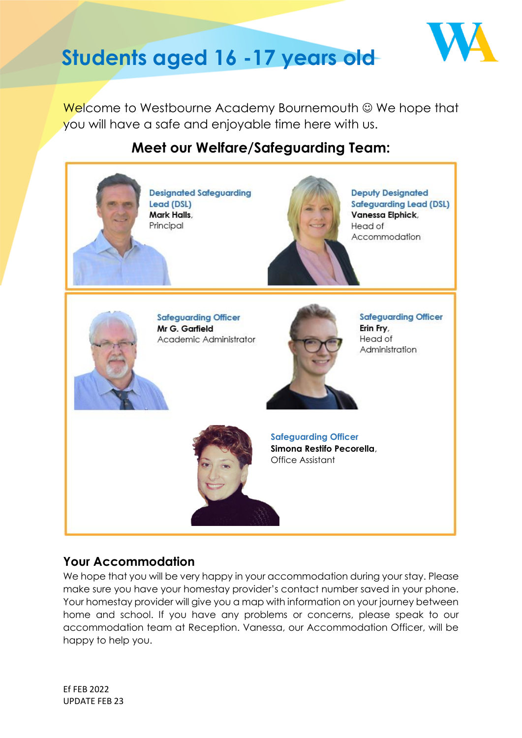# Students aged 16 -17 years old

Welcome to Westbourne Academy Bournemouth ☺ We hope that you will have a safe and enjoyable time here with us.

## Meet our Welfare/Safeguarding Team:

**Designated Safeguarding Lead (DSL)**
**Mark Halls**, Principal

**Deputy Designated Safeguarding Lead (DSL)**
**Vanessa Elphick**, Head of Accommodation

**Safeguarding Officer**
**Mr G. Garfield**
Academic Administrator

**Safeguarding Officer**
**Erin Fry**, Head of Administration

**Safeguarding Officer**
**Simona Restifo Pecorella**, Office Assistant

## Your Accommodation

We hope that you will be very happy in your accommodation during your stay. Please make sure you have your homestay provider's contact number saved in your phone. Your homestay provider will give you a map with information on your journey between home and school. If you have any problems or concerns, please speak to our accommodation team at Reception. Vanessa, our Accommodation Officer, will be happy to help you.

Ef FEB 2022
UPDATE FEB 23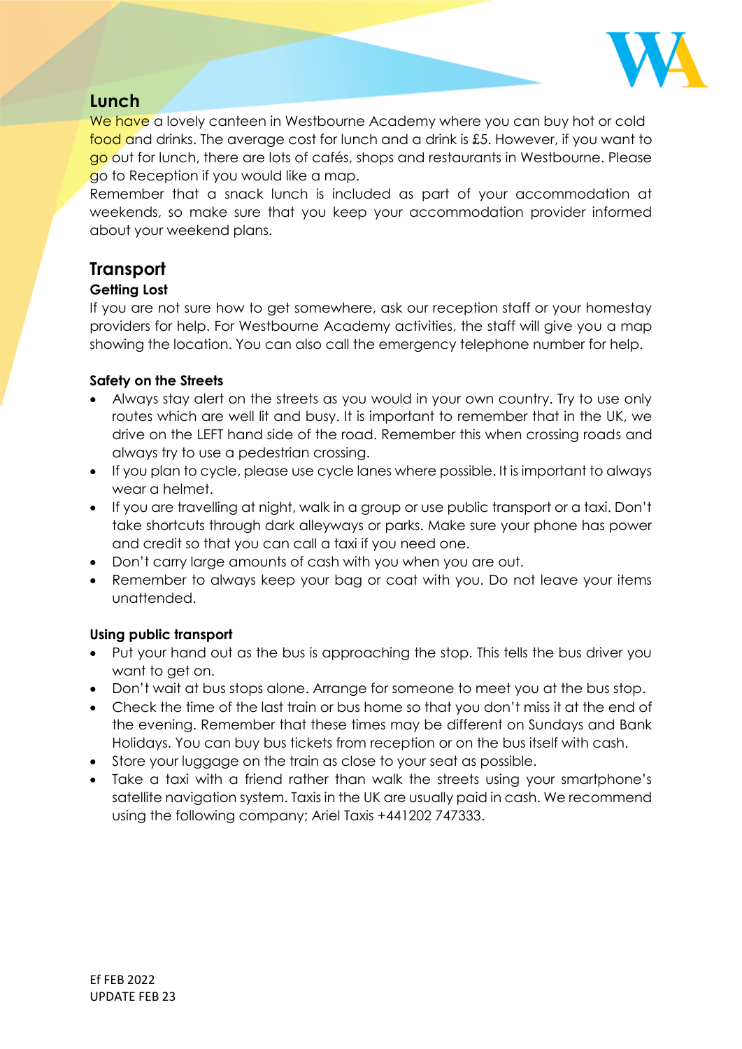## Lunch

We have a lovely canteen in Westbourne Academy where you can buy hot or cold food and drinks. The average cost for lunch and a drink is £5. However, if you want to go out for lunch, there are lots of cafés, shops and restaurants in Westbourne. Please go to Reception if you would like a map.

Remember that a snack lunch is included as part of your accommodation at weekends, so make sure that you keep your accommodation provider informed about your weekend plans.

## Transport

### Getting Lost

If you are not sure how to get somewhere, ask our reception staff or your homestay providers for help. For Westbourne Academy activities, the staff will give you a map showing the location. You can also call the emergency telephone number for help.

### Safety on the Streets

- Always stay alert on the streets as you would in your own country. Try to use only routes which are well lit and busy. It is important to remember that in the UK, we drive on the LEFT hand side of the road. Remember this when crossing roads and always try to use a pedestrian crossing.
- If you plan to cycle, please use cycle lanes where possible. It is important to always wear a helmet.
- If you are travelling at night, walk in a group or use public transport or a taxi. Don't take shortcuts through dark alleyways or parks. Make sure your phone has power and credit so that you can call a taxi if you need one.
- Don't carry large amounts of cash with you when you are out.
- Remember to always keep your bag or coat with you. Do not leave your items unattended.

### Using public transport

- Put your hand out as the bus is approaching the stop. This tells the bus driver you want to get on.
- Don't wait at bus stops alone. Arrange for someone to meet you at the bus stop.
- Check the time of the last train or bus home so that you don't miss it at the end of the evening. Remember that these times may be different on Sundays and Bank Holidays. You can buy bus tickets from reception or on the bus itself with cash.
- Store your luggage on the train as close to your seat as possible.
- Take a taxi with a friend rather than walk the streets using your smartphone's satellite navigation system. Taxis in the UK are usually paid in cash. We recommend using the following company; Ariel Taxis +441202 747333.

Ef FEB 2022
UPDATE FEB 23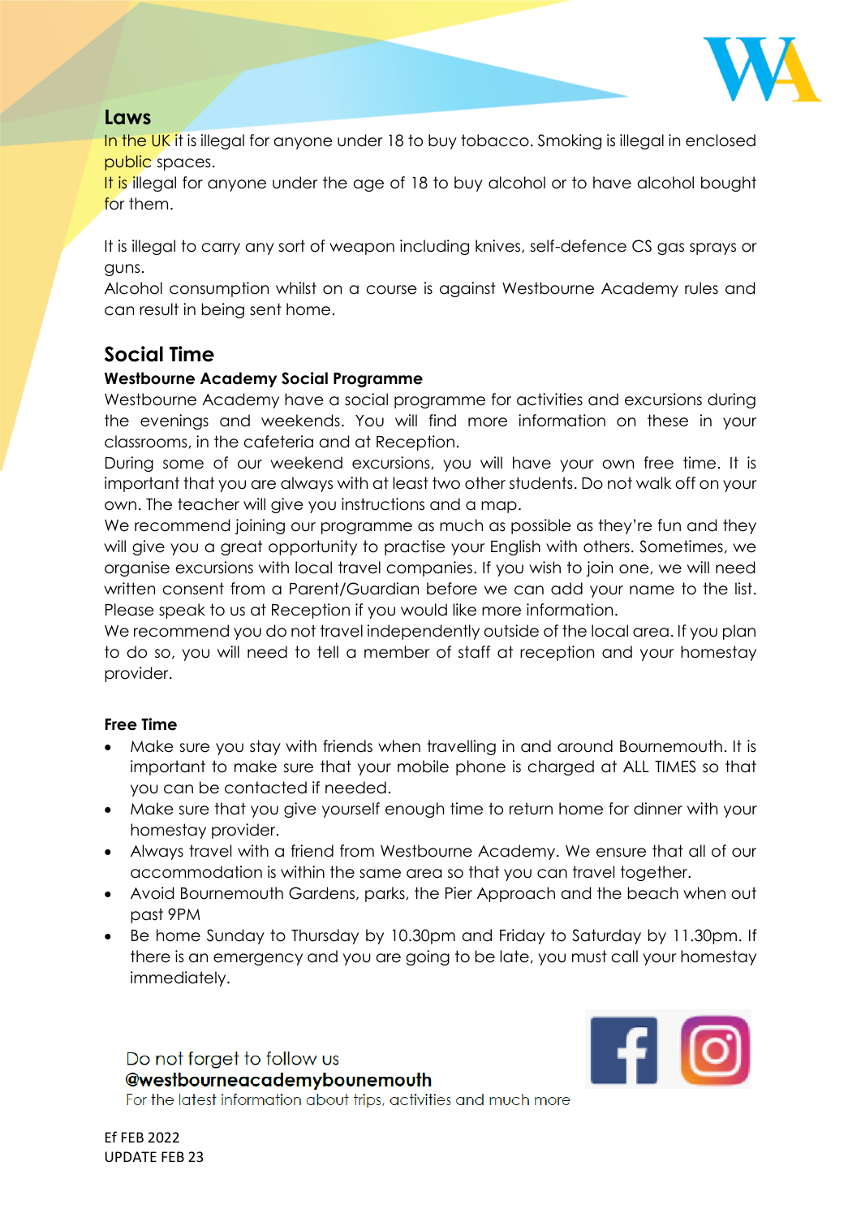## Laws

In the UK it is illegal for anyone under 18 to buy tobacco. Smoking is illegal in enclosed public spaces.
It is illegal for anyone under the age of 18 to buy alcohol or to have alcohol bought for them.

It is illegal to carry any sort of weapon including knives, self-defence CS gas sprays or guns.
Alcohol consumption whilst on a course is against Westbourne Academy rules and can result in being sent home.

## Social Time

**Westbourne Academy Social Programme**

Westbourne Academy have a social programme for activities and excursions during the evenings and weekends. You will find more information on these in your classrooms, in the cafeteria and at Reception.
During some of our weekend excursions, you will have your own free time. It is important that you are always with at least two other students. Do not walk off on your own. The teacher will give you instructions and a map.
We recommend joining our programme as much as possible as they're fun and they will give you a great opportunity to practise your English with others. Sometimes, we organise excursions with local travel companies. If you wish to join one, we will need written consent from a Parent/Guardian before we can add your name to the list. Please speak to us at Reception if you would like more information.
We recommend you do not travel independently outside of the local area. If you plan to do so, you will need to tell a member of staff at reception and your homestay provider.

**Free Time**

- Make sure you stay with friends when travelling in and around Bournemouth. It is important to make sure that your mobile phone is charged at ALL TIMES so that you can be contacted if needed.
- Make sure that you give yourself enough time to return home for dinner with your homestay provider.
- Always travel with a friend from Westbourne Academy. We ensure that all of our accommodation is within the same area so that you can travel together.
- Avoid Bournemouth Gardens, parks, the Pier Approach and the beach when out past 9PM
- Be home Sunday to Thursday by 10.30pm and Friday to Saturday by 11.30pm. If there is an emergency and you are going to be late, you must call your homestay immediately.

Do not forget to follow us
**@westbourneacademybounemouth**
For the latest information about trips, activities and much more

Ef FEB 2022
UPDATE FEB 23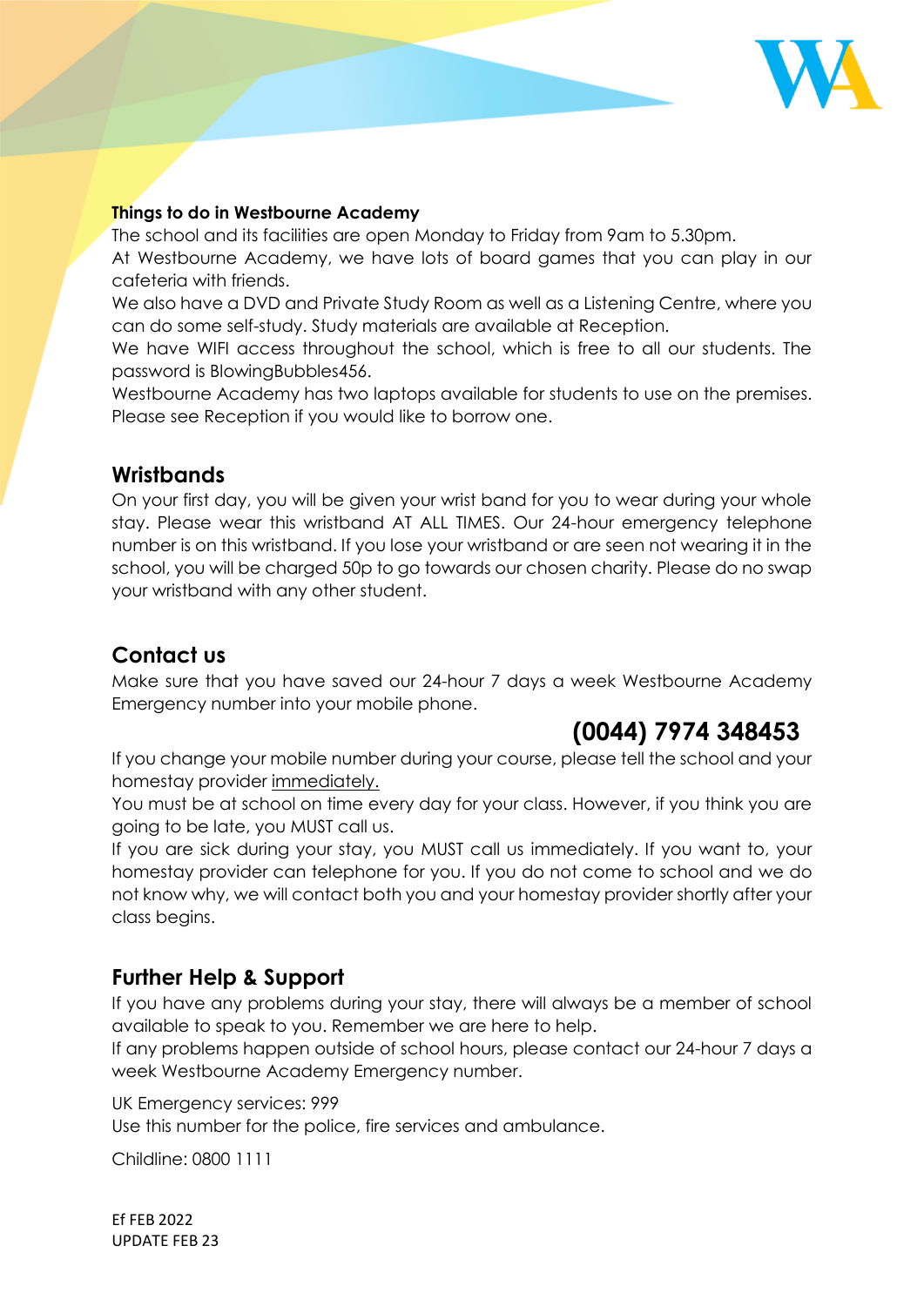**Things to do in Westbourne Academy**

The school and its facilities are open Monday to Friday from 9am to 5.30pm.

At Westbourne Academy, we have lots of board games that you can play in our cafeteria with friends.

We also have a DVD and Private Study Room as well as a Listening Centre, where you can do some self-study. Study materials are available at Reception.

We have WIFI access throughout the school, which is free to all our students. The password is BlowingBubbles456.

Westbourne Academy has two laptops available for students to use on the premises. Please see Reception if you would like to borrow one.

## Wristbands

On your first day, you will be given your wrist band for you to wear during your whole stay. Please wear this wristband AT ALL TIMES. Our 24-hour emergency telephone number is on this wristband. If you lose your wristband or are seen not wearing it in the school, you will be charged 50p to go towards our chosen charity. Please do no swap your wristband with any other student.

## Contact us

Make sure that you have saved our 24-hour 7 days a week Westbourne Academy Emergency number into your mobile phone.

**(0044) 7974 348453**

If you change your mobile number during your course, please tell the school and your homestay provider immediately.

You must be at school on time every day for your class. However, if you think you are going to be late, you MUST call us.

If you are sick during your stay, you MUST call us immediately. If you want to, your homestay provider can telephone for you. If you do not come to school and we do not know why, we will contact both you and your homestay provider shortly after your class begins.

## Further Help & Support

If you have any problems during your stay, there will always be a member of school available to speak to you. Remember we are here to help.

If any problems happen outside of school hours, please contact our 24-hour 7 days a week Westbourne Academy Emergency number.

UK Emergency services: 999

Use this number for the police, fire services and ambulance.

Childline: 0800 1111

Ef FEB 2022
UPDATE FEB 23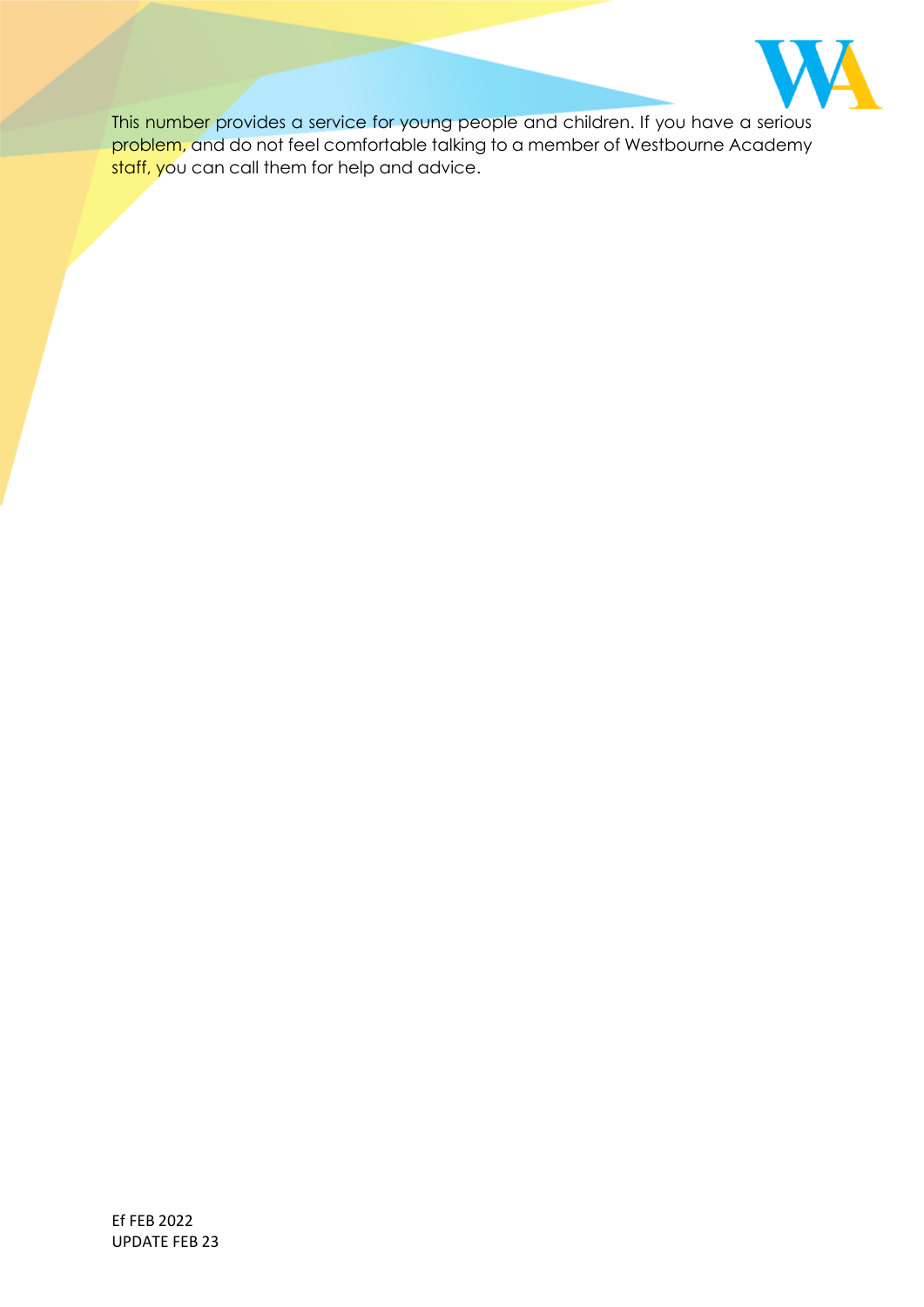This number provides a service for young people and children. If you have a serious problem, and do not feel comfortable talking to a member of Westbourne Academy staff, you can call them for help and advice.

Ef FEB 2022
UPDATE FEB 23